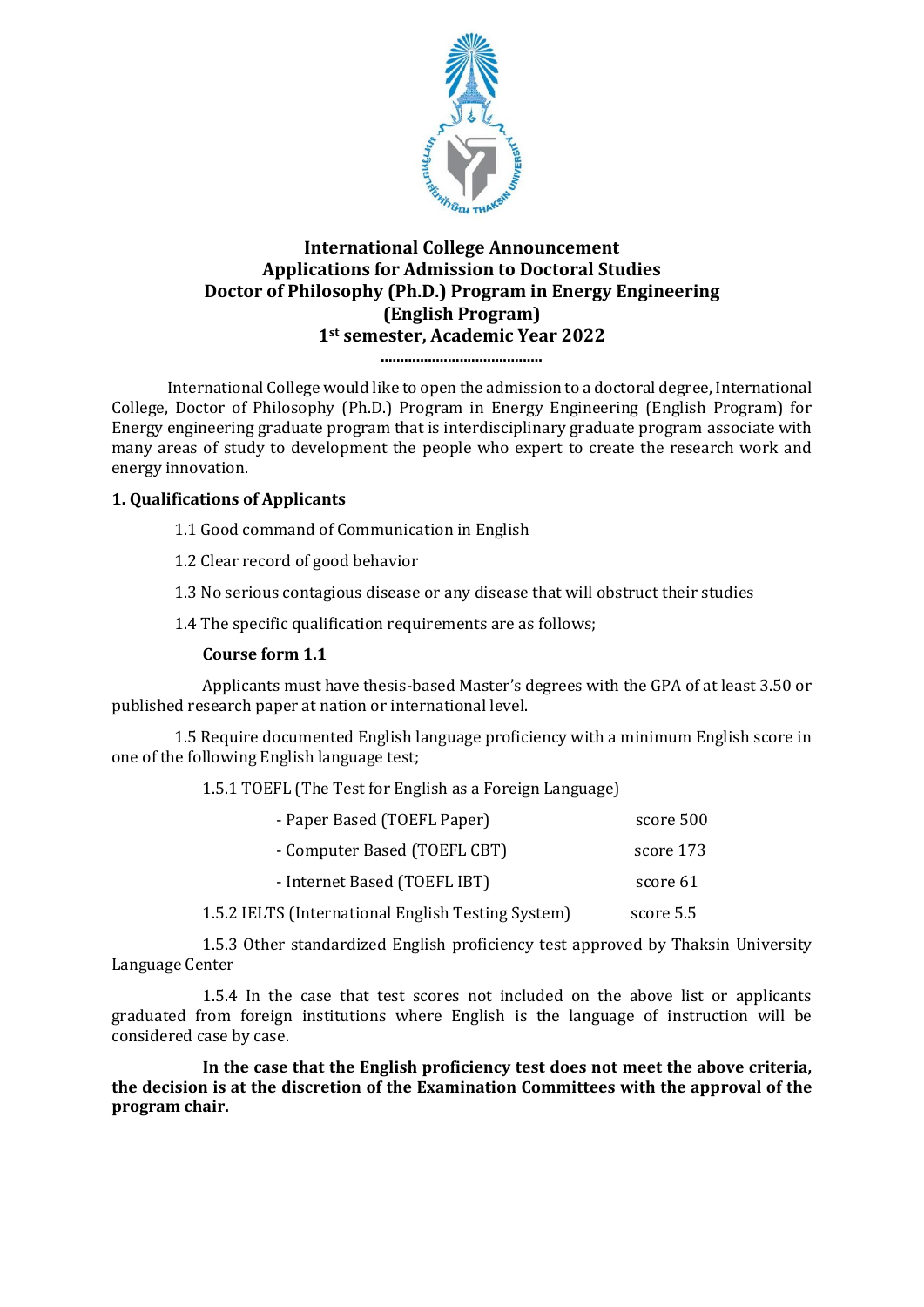# International College Announcement
# Applications for Admission to Doctoral Studies
# Doctor of Philosophy (Ph.D.) Program in Energy Engineering
# (English Program)
# 1st semester, Academic Year 2022

International College would like to open the admission to a doctoral degree, International College, Doctor of Philosophy (Ph.D.) Program in Energy Engineering (English Program) for Energy engineering graduate program that is interdisciplinary graduate program associate with many areas of study to development the people who expert to create the research work and energy innovation.

## 1. Qualifications of Applicants

1.1 Good command of Communication in English

1.2 Clear record of good behavior

1.3 No serious contagious disease or any disease that will obstruct their studies

1.4 The specific qualification requirements are as follows;

**Course form 1.1**

Applicants must have thesis-based Master's degrees with the GPA of at least 3.50 or published research paper at nation or international level.

1.5 Require documented English language proficiency with a minimum English score in one of the following English language test;

1.5.1 TOEFL (The Test for English as a Foreign Language)

| | |
|---|---|
| - Paper Based (TOEFL Paper) | score 500 |
| - Computer Based (TOEFL CBT) | score 173 |
| - Internet Based (TOEFL IBT) | score 61 |

1.5.2 IELTS (International English Testing System) score 5.5

1.5.3 Other standardized English proficiency test approved by Thaksin University Language Center

1.5.4 In the case that test scores not included on the above list or applicants graduated from foreign institutions where English is the language of instruction will be considered case by case.

**In the case that the English proficiency test does not meet the above criteria, the decision is at the discretion of the Examination Committees with the approval of the program chair.**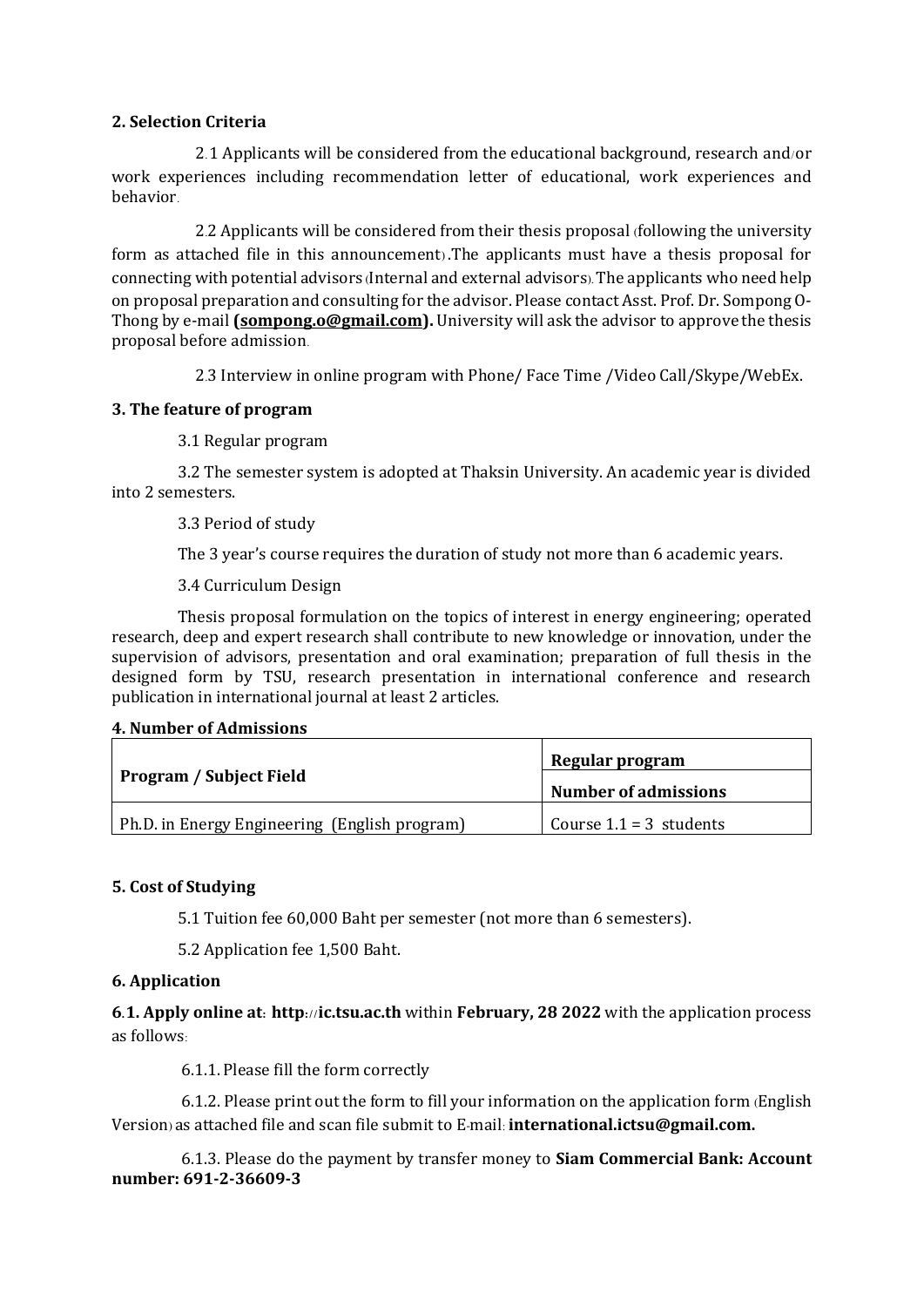## 2. Selection Criteria

2.1 Applicants will be considered from the educational background, research and/or work experiences including recommendation letter of educational, work experiences and behavior.

2.2 Applicants will be considered from their thesis proposal (following the university form as attached file in this announcement).The applicants must have a thesis proposal for connecting with potential advisors (Internal and external advisors). The applicants who need help on proposal preparation and consulting for the advisor. Please contact Asst. Prof. Dr. Sompong O-Thong by e-mail **(sompong.o@gmail.com).** University will ask the advisor to approve the thesis proposal before admission.

2.3 Interview in online program with Phone/ Face Time /Video Call/Skype/WebEx.

## 3. The feature of program

3.1 Regular program

3.2 The semester system is adopted at Thaksin University. An academic year is divided into 2 semesters.

3.3 Period of study

The 3 year's course requires the duration of study not more than 6 academic years.

3.4 Curriculum Design

Thesis proposal formulation on the topics of interest in energy engineering; operated research, deep and expert research shall contribute to new knowledge or innovation, under the supervision of advisors, presentation and oral examination; preparation of full thesis in the designed form by TSU, research presentation in international conference and research publication in international journal at least 2 articles.

## 4. Number of Admissions

| Program / Subject Field | Regular program |
|---|---|
| | **Number of admissions** |
| Ph.D. in Energy Engineering (English program) | Course 1.1 = 3 students |

## 5. Cost of Studying

5.1 Tuition fee 60,000 Baht per semester (not more than 6 semesters).

5.2 Application fee 1,500 Baht.

## 6. Application

**6.1. Apply online at: http://ic.tsu.ac.th** within **February, 28 2022** with the application process as follows:

6.1.1. Please fill the form correctly

6.1.2. Please print out the form to fill your information on the application form (English Version) as attached file and scan file submit to E-mail: **international.ictsu@gmail.com.**

6.1.3. Please do the payment by transfer money to **Siam Commercial Bank: Account number: 691-2-36609-3**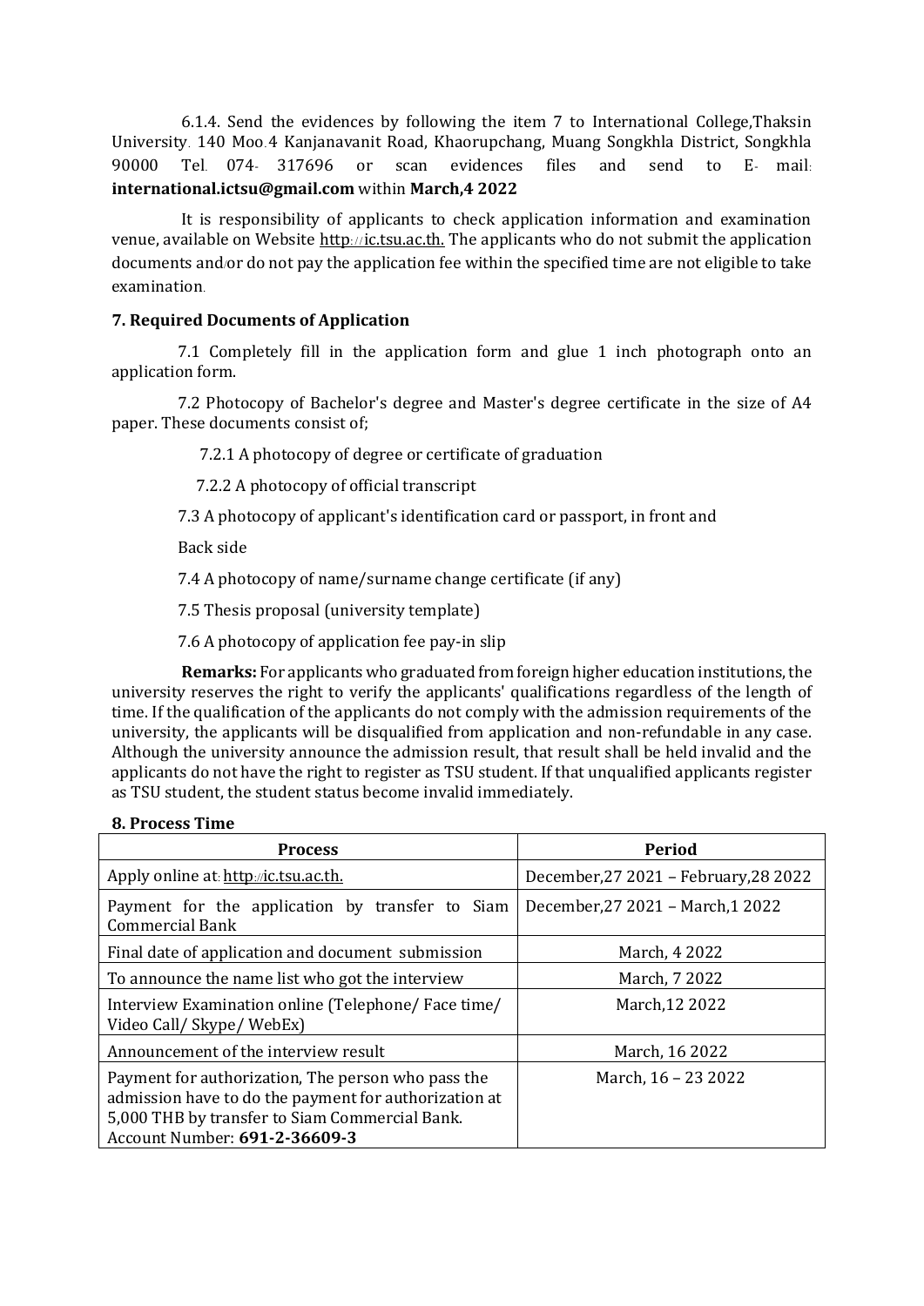6.1.4. Send the evidences by following the item 7 to International College,Thaksin University. 140 Moo.4 Kanjanavanit Road, Khaorupchang, Muang Songkhla District, Songkhla 90000 Tel. 074- 317696 or scan evidences files and send to E- mail: **international.ictsu@gmail.com** within **March,4 2022**

It is responsibility of applicants to check application information and examination venue, available on Website http://ic.tsu.ac.th. The applicants who do not submit the application documents and/or do not pay the application fee within the specified time are not eligible to take examination.

### 7. Required Documents of Application

7.1 Completely fill in the application form and glue 1 inch photograph onto an application form.

7.2 Photocopy of Bachelor's degree and Master's degree certificate in the size of A4 paper. These documents consist of;

7.2.1 A photocopy of degree or certificate of graduation

7.2.2 A photocopy of official transcript

7.3 A photocopy of applicant's identification card or passport, in front and

Back side

7.4 A photocopy of name/surname change certificate (if any)

7.5 Thesis proposal (university template)

7.6 A photocopy of application fee pay-in slip

**Remarks:** For applicants who graduated from foreign higher education institutions, the university reserves the right to verify the applicants' qualifications regardless of the length of time. If the qualification of the applicants do not comply with the admission requirements of the university, the applicants will be disqualified from application and non-refundable in any case. Although the university announce the admission result, that result shall be held invalid and the applicants do not have the right to register as TSU student. If that unqualified applicants register as TSU student, the student status become invalid immediately.

### 8. Process Time

| Process | Period |
|---|---|
| Apply online at: http://ic.tsu.ac.th. | December,27 2021 – February,28 2022 |
| Payment for the application by transfer to Siam Commercial Bank | December,27 2021 – March,1 2022 |
| Final date of application and document submission | March, 4 2022 |
| To announce the name list who got the interview | March, 7 2022 |
| Interview Examination online (Telephone/ Face time/ Video Call/ Skype/ WebEx) | March,12 2022 |
| Announcement of the interview result | March, 16 2022 |
| Payment for authorization, The person who pass the admission have to do the payment for authorization at 5,000 THB by transfer to Siam Commercial Bank. Account Number: **691-2-36609-3** | March, 16 – 23 2022 |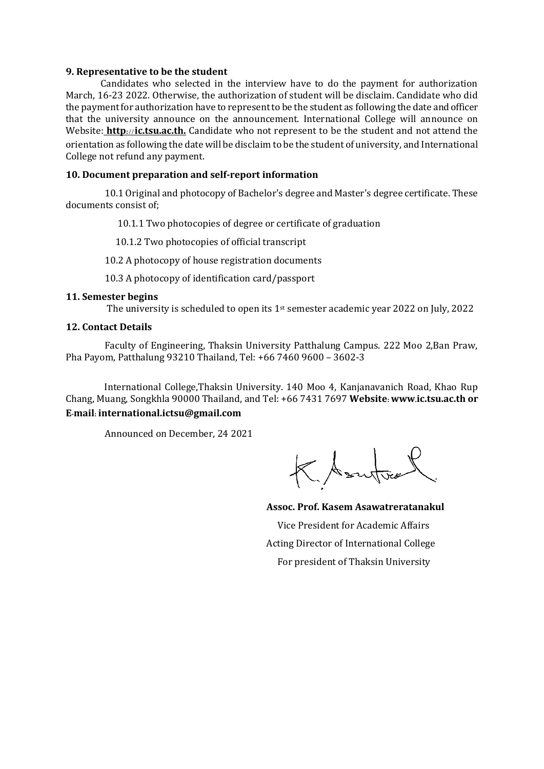**9. Representative to be the student**

Candidates who selected in the interview have to do the payment for authorization March, 16-23 2022. Otherwise, the authorization of student will be disclaim. Candidate who did the payment for authorization have to represent to be the student as following the date and officer that the university announce on the announcement. International College will announce on Website: **http://ic.tsu.ac.th.** Candidate who not represent to be the student and not attend the orientation as following the date will be disclaim to be the student of university, and International College not refund any payment.

**10. Document preparation and self-report information**

10.1 Original and photocopy of Bachelor's degree and Master's degree certificate. These documents consist of;

10.1.1 Two photocopies of degree or certificate of graduation

10.1.2 Two photocopies of official transcript

10.2 A photocopy of house registration documents

10.3 A photocopy of identification card/passport

**11. Semester begins**

The university is scheduled to open its 1st semester academic year 2022 on July, 2022

**12. Contact Details**

Faculty of Engineering, Thaksin University Patthalung Campus. 222 Moo 2,Ban Praw, Pha Payom, Patthalung 93210 Thailand, Tel: +66 7460 9600 – 3602-3

International College,Thaksin University. 140 Moo 4, Kanjanavanich Road, Khao Rup Chang, Muang, Songkhla 90000 Thailand, and Tel: +66 7431 7697 **Website: www.ic.tsu.ac.th or E-mail: international.ictsu@gmail.com**

Announced on December, 24 2021

**Assoc. Prof. Kasem Asawatreratanakul**

Vice President for Academic Affairs

Acting Director of International College

For president of Thaksin University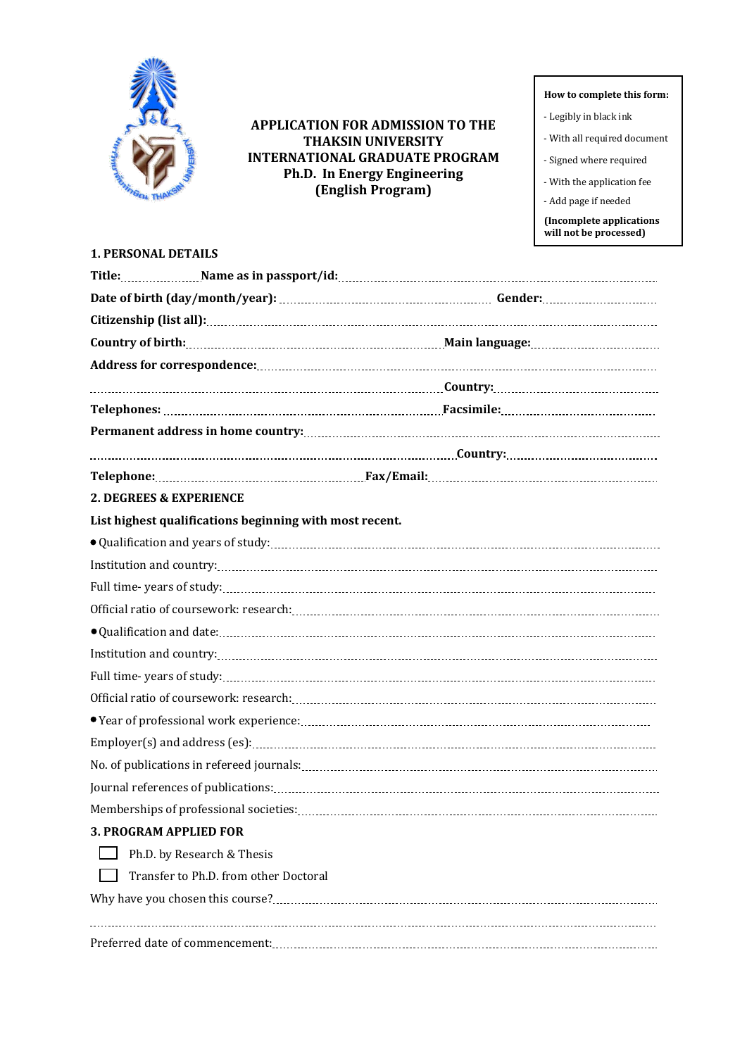# APPLICATION FOR ADMISSION TO THE THAKSIN UNIVERSITY INTERNATIONAL GRADUATE PROGRAM Ph.D. In Energy Engineering (English Program)

**How to complete this form:**

- Legibly in black ink
- With all required document
- Signed where required
- With the application fee
- Add page if needed

**(Incomplete applications will not be processed)**

## 1. PERSONAL DETAILS

**Title:**.................... **Name as in passport/id:**..................................................................................................

**Date of birth (day/month/year):** ...................................................... **Gender:**...........................

**Citizenship (list all):**..........................................................................................................................

**Country of birth:**............................................................ **Main language:**...................................

**Address for correspondence:**.............................................................................................................

.................................................................................................. **Country:**..........................................

**Telephones:** ............................................................................. **Facsimile:**.......................................

**Permanent address in home country:**..............................................................................................

..................................................................................................... **Country:**.......................................

**Telephone:**............................................................ **Fax/Email:**.......................................................

## 2. DEGREES & EXPERIENCE

**List highest qualifications beginning with most recent.**

- Qualification and years of study:.........................................................................................................

Institution and country:...........................................................................................................................

Full time- years of study:..........................................................................................................................

Official ratio of coursework: research:....................................................................................................

- Qualification and date:........................................................................................................................

Institution and country:...........................................................................................................................

Full time- years of study:..........................................................................................................................

Official ratio of coursework: research:....................................................................................................

- Year of professional work experience:..................................................................................................

Employer(s) and address (es):..................................................................................................................

No. of publications in refereed journals:..................................................................................................

Journal references of publications:..........................................................................................................

Memberships of professional societies:...................................................................................................

## 3. PROGRAM APPLIED FOR

☐ Ph.D. by Research & Thesis

☐ Transfer to Ph.D. from other Doctoral

Why have you chosen this course?............................................................................................................

.....................................................................................................................................................................

Preferred date of commencement:.............................................................................................................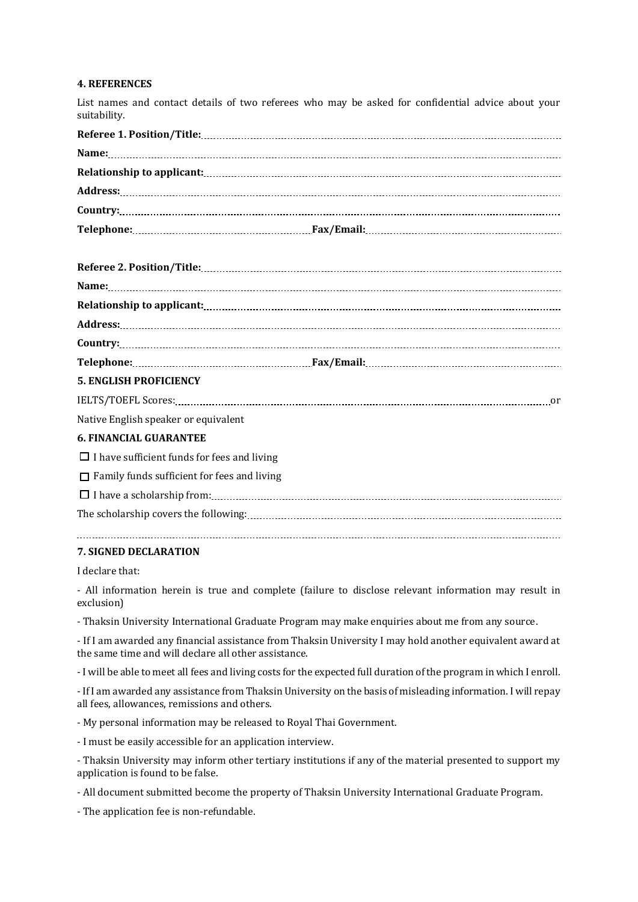**4. REFERENCES**

List names and contact details of two referees who may be asked for confidential advice about your suitability.

**Referee 1. Position/Title:**..........................................................................................................

**Name:**..........................................................................................................

**Relationship to applicant:**..........................................................................................................

**Address:**..........................................................................................................

**Country:**..........................................................................................................

**Telephone:**.................................................... **Fax/Email:**....................................................

**Referee 2. Position/Title:**..........................................................................................................

**Name:**..........................................................................................................

**Relationship to applicant:**..........................................................................................................

**Address:**..........................................................................................................

**Country:**..........................................................................................................

**Telephone:**.................................................... **Fax/Email:**....................................................

**5. ENGLISH PROFICIENCY**

IELTS/TOEFL Scores:.......................................................................................................... or

Native English speaker or equivalent

**6. FINANCIAL GUARANTEE**

☐ I have sufficient funds for fees and living

☐ Family funds sufficient for fees and living

☐ I have a scholarship from:..........................................................................................................

The scholarship covers the following:..........................................................................................................

..........................................................................................................

**7. SIGNED DECLARATION**

I declare that:

- All information herein is true and complete (failure to disclose relevant information may result in exclusion)

- Thaksin University International Graduate Program may make enquiries about me from any source.

- If I am awarded any financial assistance from Thaksin University I may hold another equivalent award at the same time and will declare all other assistance.

- I will be able to meet all fees and living costs for the expected full duration of the program in which I enroll.

- If I am awarded any assistance from Thaksin University on the basis of misleading information. I will repay all fees, allowances, remissions and others.

- My personal information may be released to Royal Thai Government.

- I must be easily accessible for an application interview.

- Thaksin University may inform other tertiary institutions if any of the material presented to support my application is found to be false.

- All document submitted become the property of Thaksin University International Graduate Program.

- The application fee is non-refundable.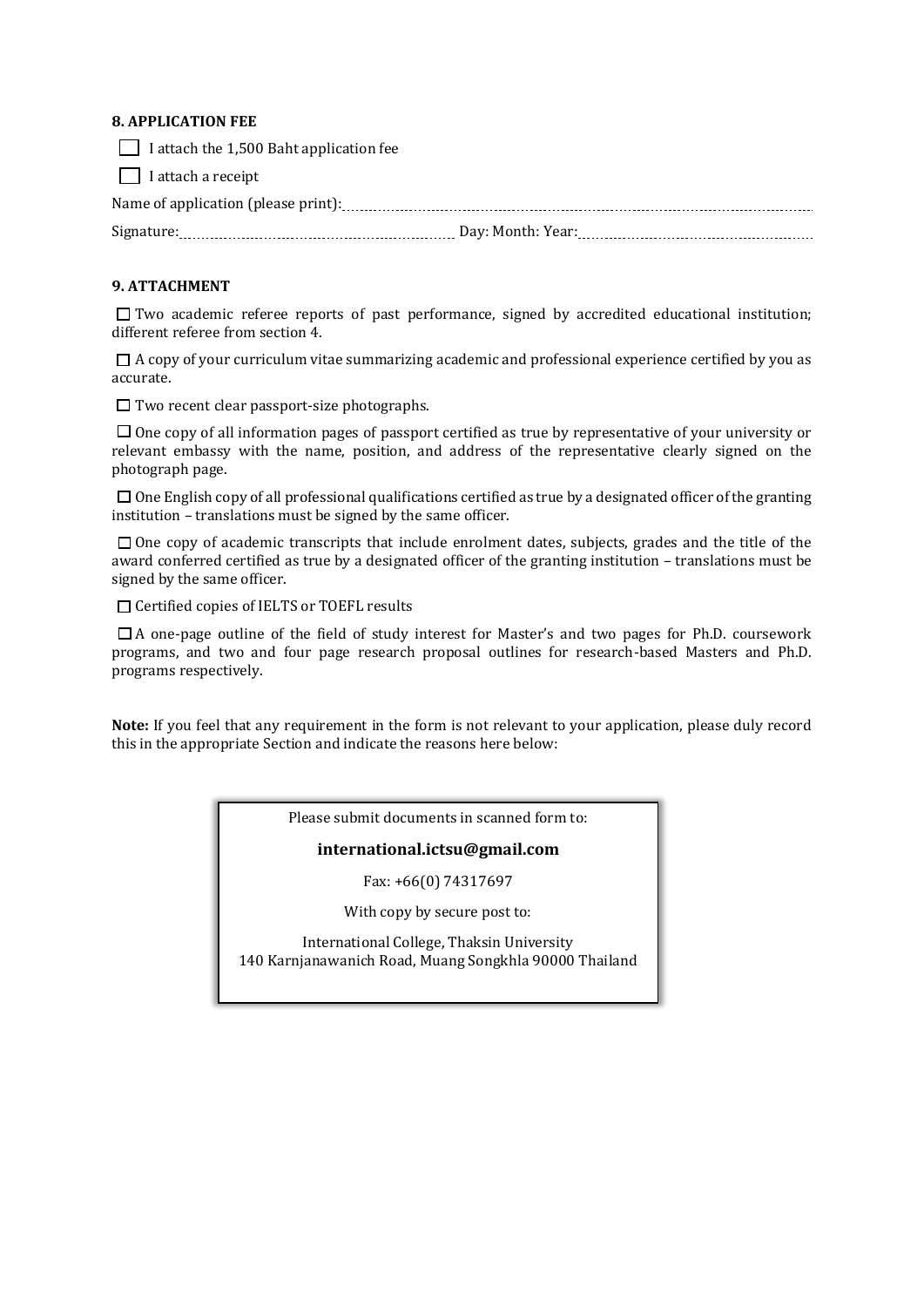**8. APPLICATION FEE**

☐ I attach the 1,500 Baht application fee

☐ I attach a receipt

Name of application (please print): ..............................................................................................

Signature: .................................................. Day: Month: Year: ..................................................

**9. ATTACHMENT**

☐ Two academic referee reports of past performance, signed by accredited educational institution; different referee from section 4.

☐ A copy of your curriculum vitae summarizing academic and professional experience certified by you as accurate.

☐ Two recent clear passport-size photographs.

☐ One copy of all information pages of passport certified as true by representative of your university or relevant embassy with the name, position, and address of the representative clearly signed on the photograph page.

☐ One English copy of all professional qualifications certified as true by a designated officer of the granting institution – translations must be signed by the same officer.

☐ One copy of academic transcripts that include enrolment dates, subjects, grades and the title of the award conferred certified as true by a designated officer of the granting institution – translations must be signed by the same officer.

☐ Certified copies of IELTS or TOEFL results

☐ A one-page outline of the field of study interest for Master's and two pages for Ph.D. coursework programs, and two and four page research proposal outlines for research-based Masters and Ph.D. programs respectively.

**Note:** If you feel that any requirement in the form is not relevant to your application, please duly record this in the appropriate Section and indicate the reasons here below:

Please submit documents in scanned form to:

**international.ictsu@gmail.com**

Fax: +66(0) 74317697

With copy by secure post to:

International College, Thaksin University
140 Karnjanawanich Road, Muang Songkhla 90000 Thailand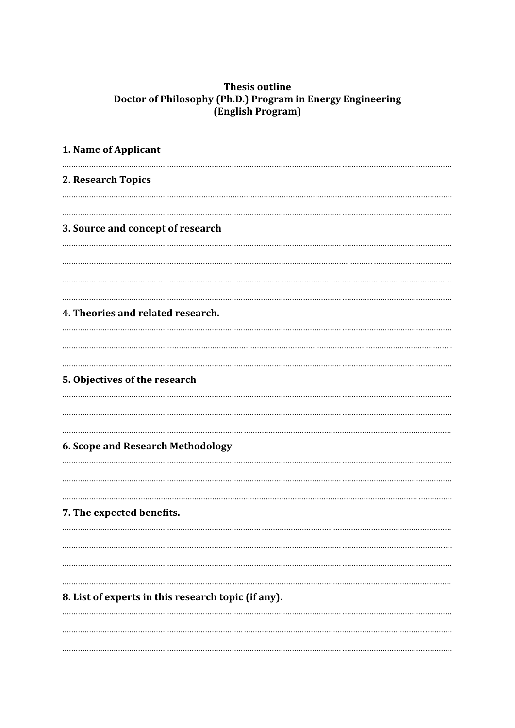**Thesis outline**
**Doctor of Philosophy (Ph.D.) Program in Energy Engineering**
**(English Program)**

**1. Name of Applicant**

..................................................................................................................................................................

**2. Research Topics**

..................................................................................................................................................................

..................................................................................................................................................................

**3. Source and concept of research**

..................................................................................................................................................................

..................................................................................................................................................................

..................................................................................................................................................................

..................................................................................................................................................................

**4. Theories and related research.**

..................................................................................................................................................................

..................................................................................................................................................................

..................................................................................................................................................................

**5. Objectives of the research**

..................................................................................................................................................................

..................................................................................................................................................................

..................................................................................................................................................................

**6. Scope and Research Methodology**

..................................................................................................................................................................

..................................................................................................................................................................

..................................................................................................................................................................

**7. The expected benefits.**

..................................................................................................................................................................

..................................................................................................................................................................

..................................................................................................................................................................

..................................................................................................................................................................

**8. List of experts in this research topic (if any).**

..................................................................................................................................................................

..................................................................................................................................................................

..................................................................................................................................................................